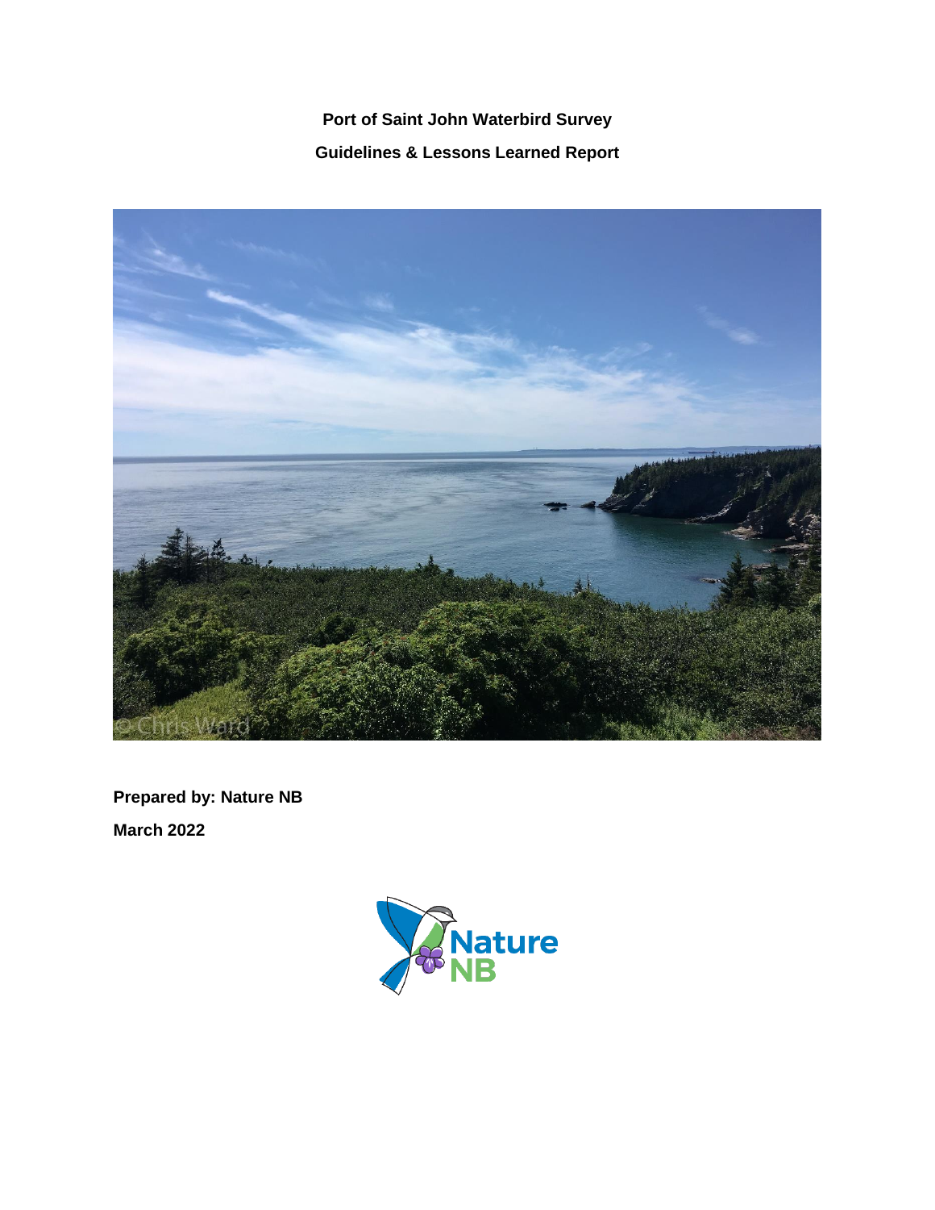# Port of Saint John Waterbird Survey

## Guidelines & Lessons Learned Report

© Chris Ward

**Prepared by: Nature NB**

**March 2022**

Nature NB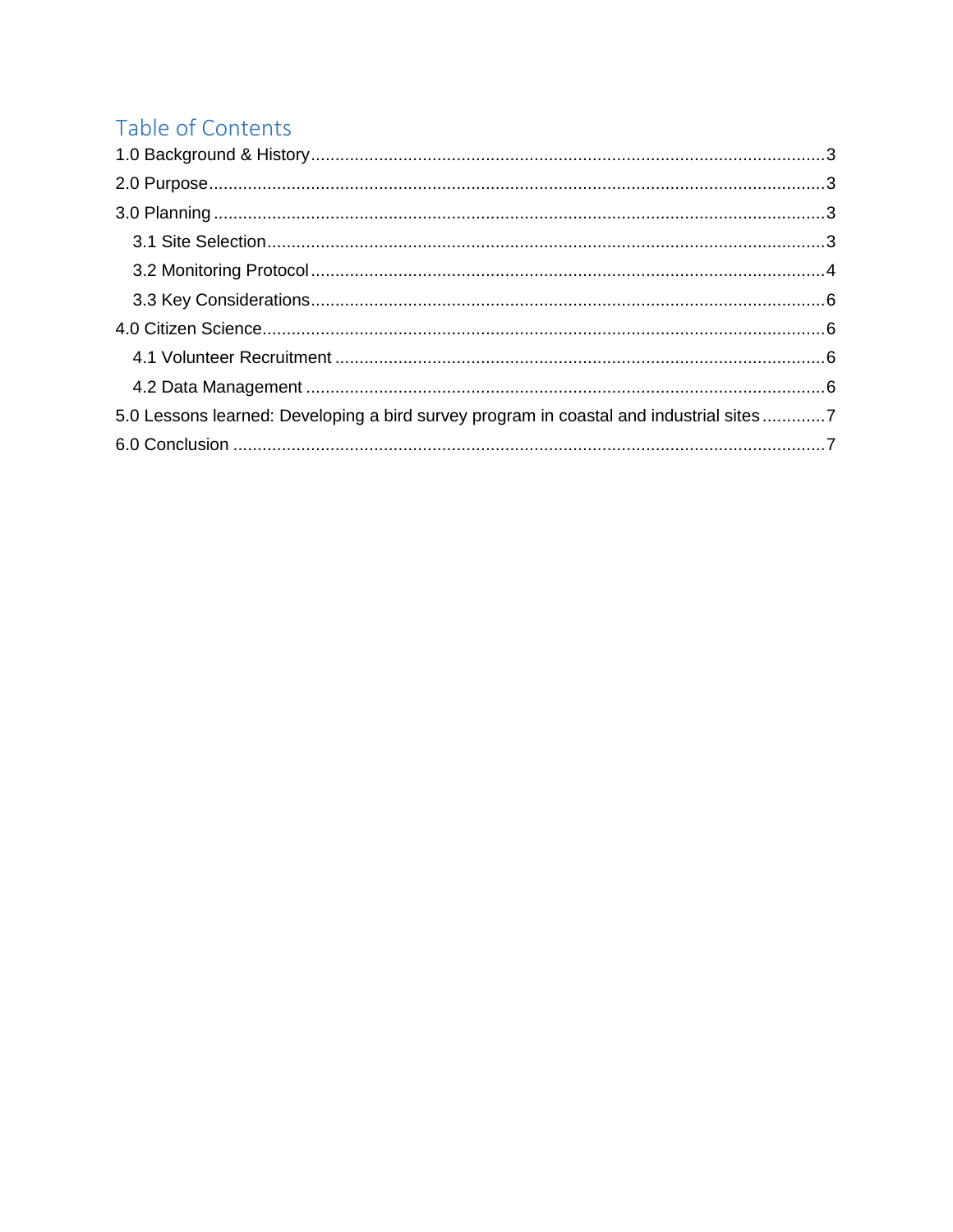# Table of Contents

1.0 Background & History ........................................................................................................3

2.0 Purpose ............................................................................................................................3

3.0 Planning ............................................................................................................................3

  3.1 Site Selection ................................................................................................................3

  3.2 Monitoring Protocol ........................................................................................................4

  3.3 Key Considerations ........................................................................................................6

4.0 Citizen Science ..................................................................................................................6

  4.1 Volunteer Recruitment ...................................................................................................6

  4.2 Data Management .........................................................................................................6

5.0 Lessons learned: Developing a bird survey program in coastal and industrial sites .............7

6.0 Conclusion ........................................................................................................................7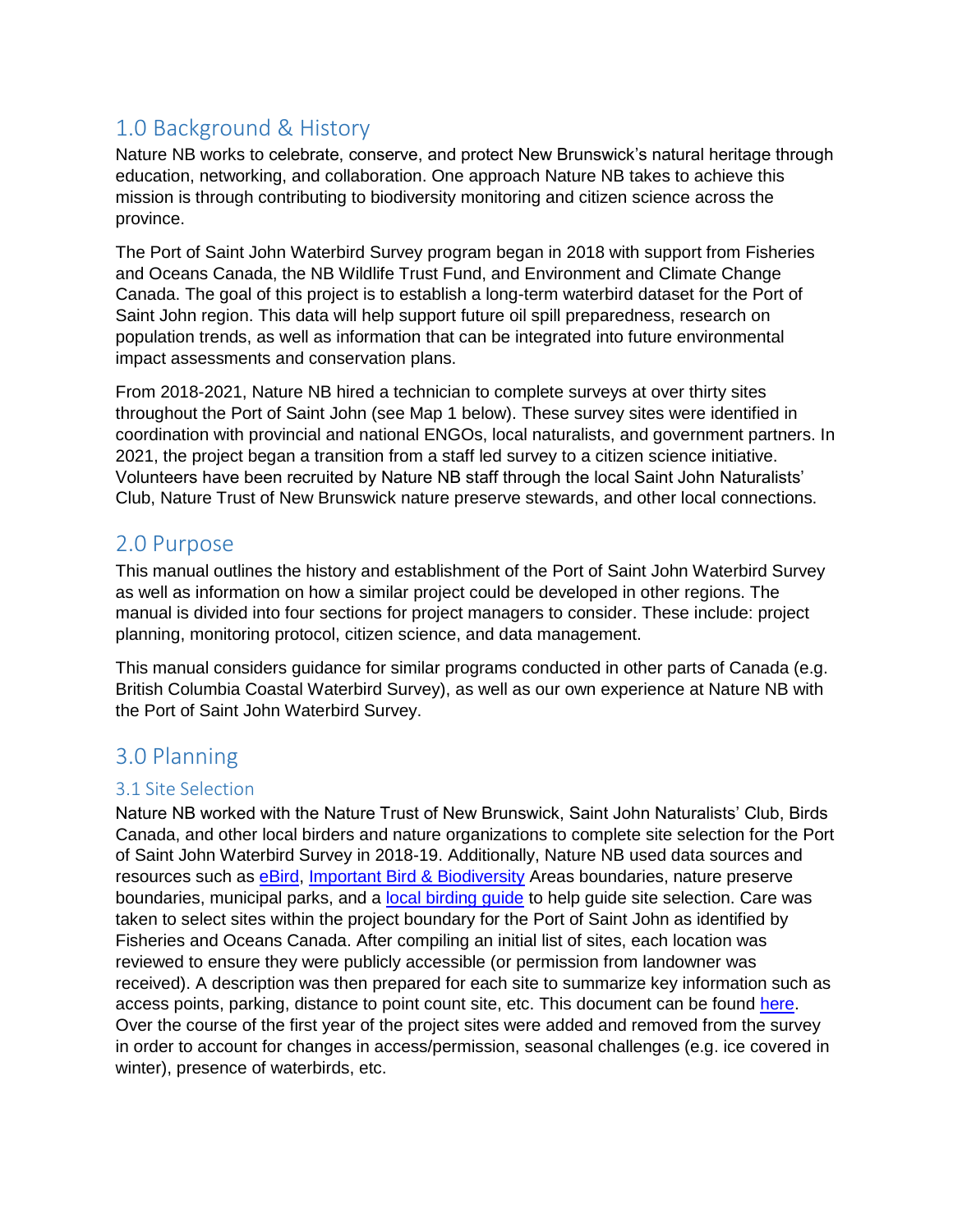## 1.0 Background & History

Nature NB works to celebrate, conserve, and protect New Brunswick's natural heritage through education, networking, and collaboration. One approach Nature NB takes to achieve this mission is through contributing to biodiversity monitoring and citizen science across the province.

The Port of Saint John Waterbird Survey program began in 2018 with support from Fisheries and Oceans Canada, the NB Wildlife Trust Fund, and Environment and Climate Change Canada. The goal of this project is to establish a long-term waterbird dataset for the Port of Saint John region. This data will help support future oil spill preparedness, research on population trends, as well as information that can be integrated into future environmental impact assessments and conservation plans.

From 2018-2021, Nature NB hired a technician to complete surveys at over thirty sites throughout the Port of Saint John (see Map 1 below). These survey sites were identified in coordination with provincial and national ENGOs, local naturalists, and government partners. In 2021, the project began a transition from a staff led survey to a citizen science initiative. Volunteers have been recruited by Nature NB staff through the local Saint John Naturalists' Club, Nature Trust of New Brunswick nature preserve stewards, and other local connections.

## 2.0 Purpose

This manual outlines the history and establishment of the Port of Saint John Waterbird Survey as well as information on how a similar project could be developed in other regions. The manual is divided into four sections for project managers to consider. These include: project planning, monitoring protocol, citizen science, and data management.

This manual considers guidance for similar programs conducted in other parts of Canada (e.g. British Columbia Coastal Waterbird Survey), as well as our own experience at Nature NB with the Port of Saint John Waterbird Survey.

## 3.0 Planning

### 3.1 Site Selection

Nature NB worked with the Nature Trust of New Brunswick, Saint John Naturalists' Club, Birds Canada, and other local birders and nature organizations to complete site selection for the Port of Saint John Waterbird Survey in 2018-19. Additionally, Nature NB used data sources and resources such as eBird, Important Bird & Biodiversity Areas boundaries, nature preserve boundaries, municipal parks, and a local birding guide to help guide site selection. Care was taken to select sites within the project boundary for the Port of Saint John as identified by Fisheries and Oceans Canada. After compiling an initial list of sites, each location was reviewed to ensure they were publicly accessible (or permission from landowner was received). A description was then prepared for each site to summarize key information such as access points, parking, distance to point count site, etc. This document can be found here. Over the course of the first year of the project sites were added and removed from the survey in order to account for changes in access/permission, seasonal challenges (e.g. ice covered in winter), presence of waterbirds, etc.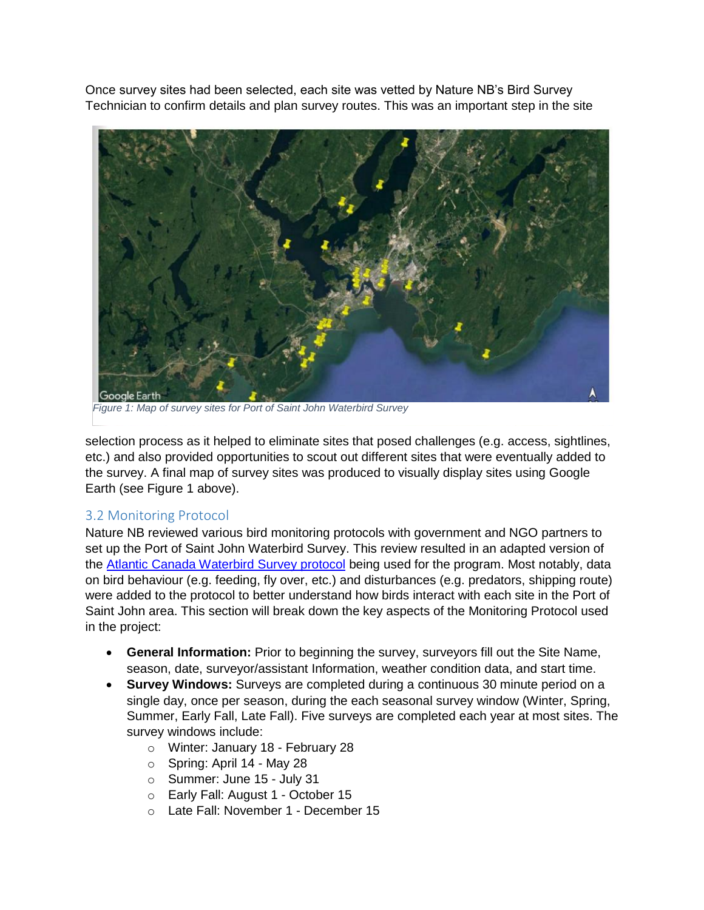Once survey sites had been selected, each site was vetted by Nature NB's Bird Survey Technician to confirm details and plan survey routes. This was an important step in the site

*Figure 1: Map of survey sites for Port of Saint John Waterbird Survey*

selection process as it helped to eliminate sites that posed challenges (e.g. access, sightlines, etc.) and also provided opportunities to scout out different sites that were eventually added to the survey. A final map of survey sites was produced to visually display sites using Google Earth (see Figure 1 above).

## 3.2 Monitoring Protocol

Nature NB reviewed various bird monitoring protocols with government and NGO partners to set up the Port of Saint John Waterbird Survey. This review resulted in an adapted version of the Atlantic Canada Waterbird Survey protocol being used for the program. Most notably, data on bird behaviour (e.g. feeding, fly over, etc.) and disturbances (e.g. predators, shipping route) were added to the protocol to better understand how birds interact with each site in the Port of Saint John area. This section will break down the key aspects of the Monitoring Protocol used in the project:

- **General Information:** Prior to beginning the survey, surveyors fill out the Site Name, season, date, surveyor/assistant Information, weather condition data, and start time.
- **Survey Windows:** Surveys are completed during a continuous 30 minute period on a single day, once per season, during the each seasonal survey window (Winter, Spring, Summer, Early Fall, Late Fall). Five surveys are completed each year at most sites. The survey windows include:
  - Winter: January 18 - February 28
  - Spring: April 14 - May 28
  - Summer: June 15 - July 31
  - Early Fall: August 1 - October 15
  - Late Fall: November 1 - December 15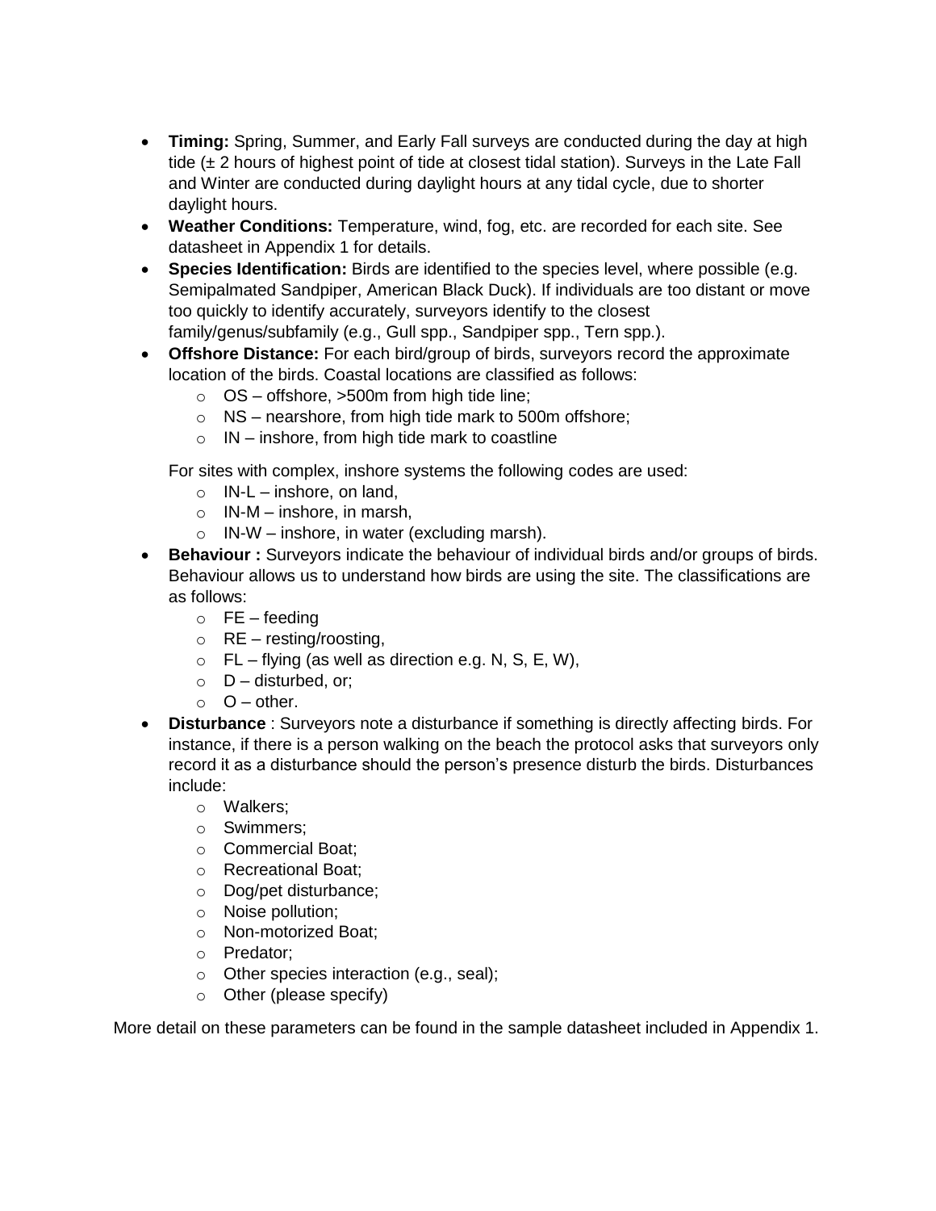- **Timing:** Spring, Summer, and Early Fall surveys are conducted during the day at high tide (± 2 hours of highest point of tide at closest tidal station). Surveys in the Late Fall and Winter are conducted during daylight hours at any tidal cycle, due to shorter daylight hours.
- **Weather Conditions:** Temperature, wind, fog, etc. are recorded for each site. See datasheet in Appendix 1 for details.
- **Species Identification:** Birds are identified to the species level, where possible (e.g. Semipalmated Sandpiper, American Black Duck). If individuals are too distant or move too quickly to identify accurately, surveyors identify to the closest family/genus/subfamily (e.g., Gull spp., Sandpiper spp., Tern spp.).
- **Offshore Distance:** For each bird/group of birds, surveyors record the approximate location of the birds. Coastal locations are classified as follows:
  - OS – offshore, >500m from high tide line;
  - NS – nearshore, from high tide mark to 500m offshore;
  - IN – inshore, from high tide mark to coastline

  For sites with complex, inshore systems the following codes are used:
  - IN-L – inshore, on land,
  - IN-M – inshore, in marsh,
  - IN-W – inshore, in water (excluding marsh).
- **Behaviour :** Surveyors indicate the behaviour of individual birds and/or groups of birds. Behaviour allows us to understand how birds are using the site. The classifications are as follows:
  - FE – feeding
  - RE – resting/roosting,
  - FL – flying (as well as direction e.g. N, S, E, W),
  - D – disturbed, or;
  - O – other.
- **Disturbance** : Surveyors note a disturbance if something is directly affecting birds. For instance, if there is a person walking on the beach the protocol asks that surveyors only record it as a disturbance should the person's presence disturb the birds. Disturbances include:
  - Walkers;
  - Swimmers;
  - Commercial Boat;
  - Recreational Boat;
  - Dog/pet disturbance;
  - Noise pollution;
  - Non-motorized Boat;
  - Predator;
  - Other species interaction (e.g., seal);
  - Other (please specify)

More detail on these parameters can be found in the sample datasheet included in Appendix 1.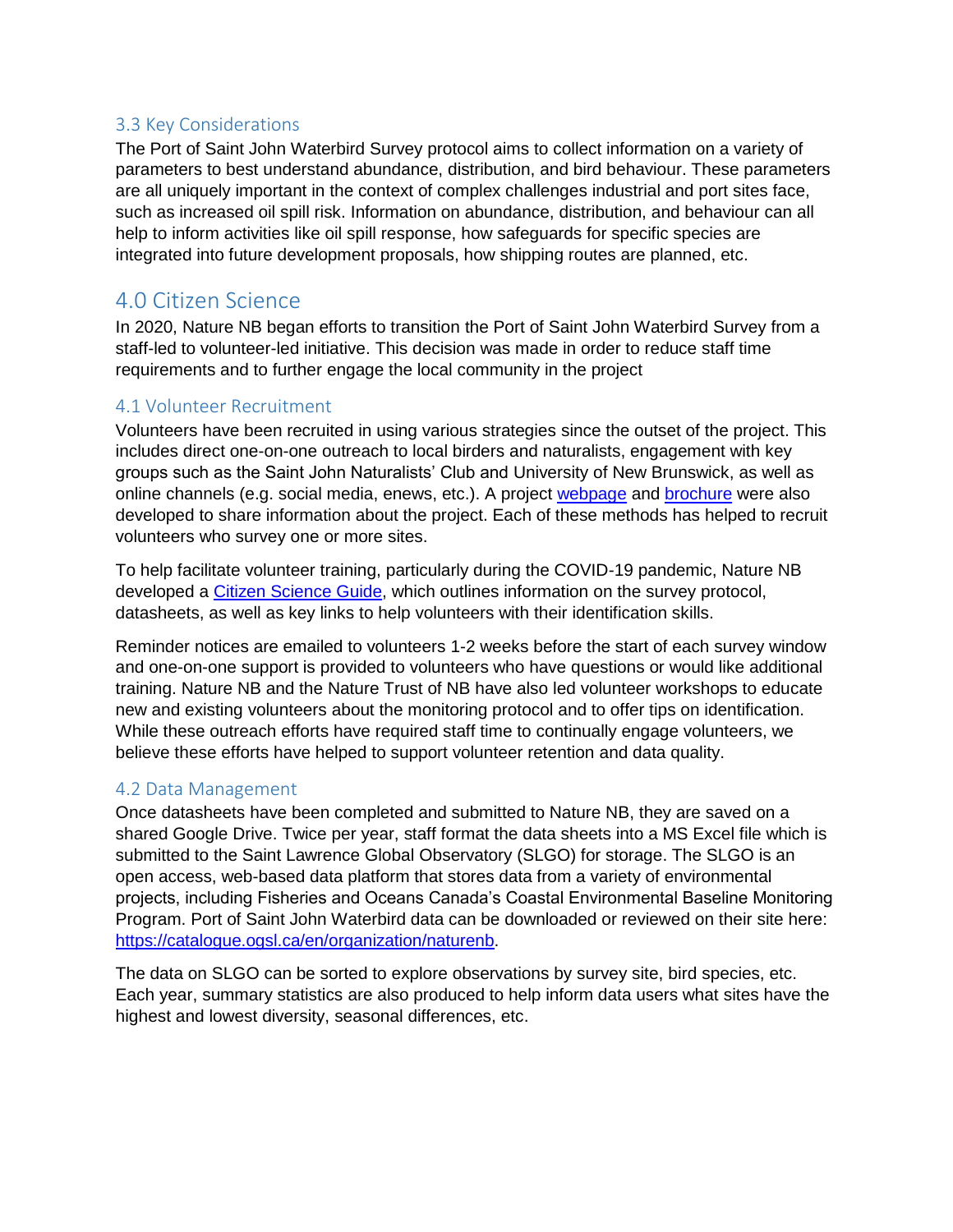### 3.3 Key Considerations

The Port of Saint John Waterbird Survey protocol aims to collect information on a variety of parameters to best understand abundance, distribution, and bird behaviour. These parameters are all uniquely important in the context of complex challenges industrial and port sites face, such as increased oil spill risk. Information on abundance, distribution, and behaviour can all help to inform activities like oil spill response, how safeguards for specific species are integrated into future development proposals, how shipping routes are planned, etc.

## 4.0 Citizen Science

In 2020, Nature NB began efforts to transition the Port of Saint John Waterbird Survey from a staff-led to volunteer-led initiative. This decision was made in order to reduce staff time requirements and to further engage the local community in the project

### 4.1 Volunteer Recruitment

Volunteers have been recruited in using various strategies since the outset of the project. This includes direct one-on-one outreach to local birders and naturalists, engagement with key groups such as the Saint John Naturalists' Club and University of New Brunswick, as well as online channels (e.g. social media, enews, etc.). A project webpage and brochure were also developed to share information about the project. Each of these methods has helped to recruit volunteers who survey one or more sites.

To help facilitate volunteer training, particularly during the COVID-19 pandemic, Nature NB developed a Citizen Science Guide, which outlines information on the survey protocol, datasheets, as well as key links to help volunteers with their identification skills.

Reminder notices are emailed to volunteers 1-2 weeks before the start of each survey window and one-on-one support is provided to volunteers who have questions or would like additional training. Nature NB and the Nature Trust of NB have also led volunteer workshops to educate new and existing volunteers about the monitoring protocol and to offer tips on identification. While these outreach efforts have required staff time to continually engage volunteers, we believe these efforts have helped to support volunteer retention and data quality.

### 4.2 Data Management

Once datasheets have been completed and submitted to Nature NB, they are saved on a shared Google Drive. Twice per year, staff format the data sheets into a MS Excel file which is submitted to the Saint Lawrence Global Observatory (SLGO) for storage. The SLGO is an open access, web-based data platform that stores data from a variety of environmental projects, including Fisheries and Oceans Canada's Coastal Environmental Baseline Monitoring Program. Port of Saint John Waterbird data can be downloaded or reviewed on their site here: https://catalogue.ogsl.ca/en/organization/naturenb.

The data on SLGO can be sorted to explore observations by survey site, bird species, etc. Each year, summary statistics are also produced to help inform data users what sites have the highest and lowest diversity, seasonal differences, etc.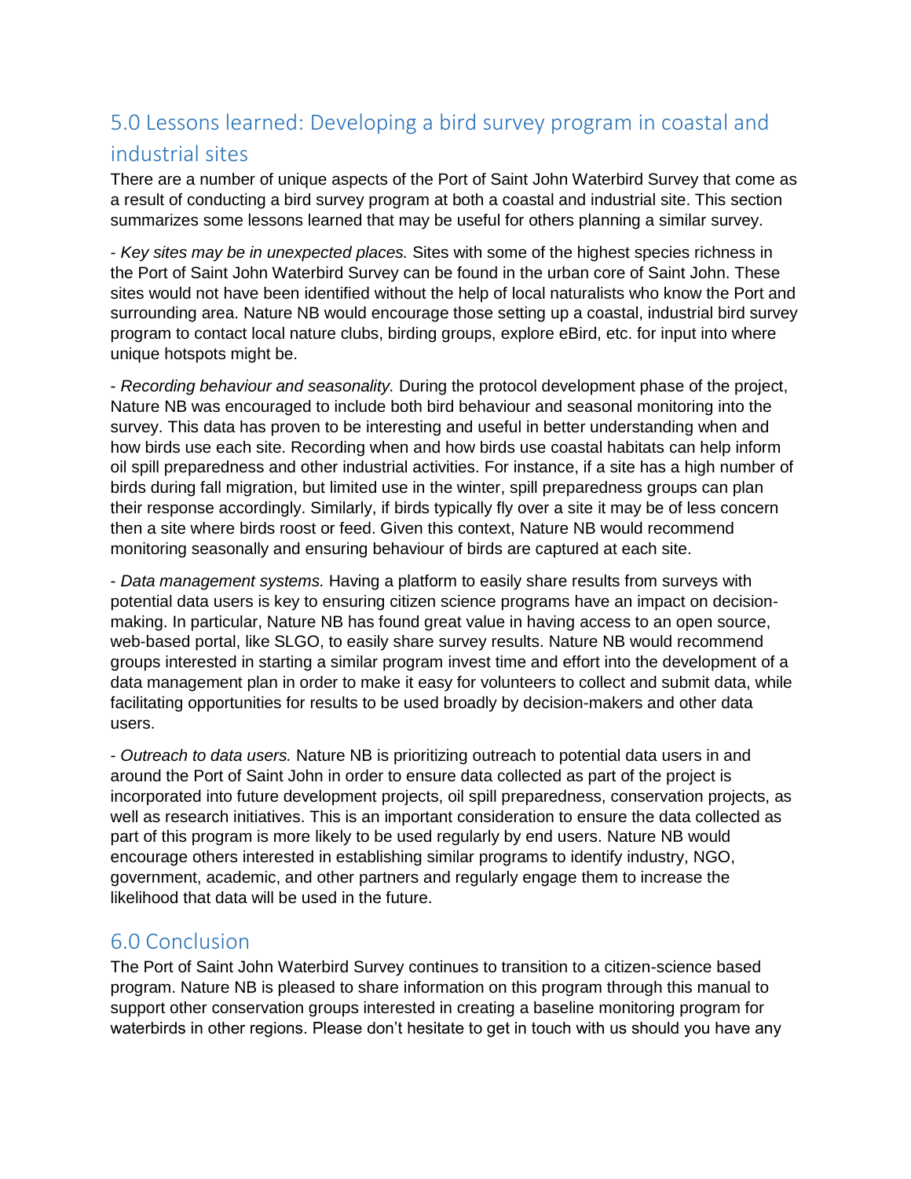## 5.0 Lessons learned: Developing a bird survey program in coastal and industrial sites

There are a number of unique aspects of the Port of Saint John Waterbird Survey that come as a result of conducting a bird survey program at both a coastal and industrial site. This section summarizes some lessons learned that may be useful for others planning a similar survey.

- *Key sites may be in unexpected places.* Sites with some of the highest species richness in the Port of Saint John Waterbird Survey can be found in the urban core of Saint John. These sites would not have been identified without the help of local naturalists who know the Port and surrounding area. Nature NB would encourage those setting up a coastal, industrial bird survey program to contact local nature clubs, birding groups, explore eBird, etc. for input into where unique hotspots might be.

- *Recording behaviour and seasonality.* During the protocol development phase of the project, Nature NB was encouraged to include both bird behaviour and seasonal monitoring into the survey. This data has proven to be interesting and useful in better understanding when and how birds use each site. Recording when and how birds use coastal habitats can help inform oil spill preparedness and other industrial activities. For instance, if a site has a high number of birds during fall migration, but limited use in the winter, spill preparedness groups can plan their response accordingly. Similarly, if birds typically fly over a site it may be of less concern then a site where birds roost or feed. Given this context, Nature NB would recommend monitoring seasonally and ensuring behaviour of birds are captured at each site.

- *Data management systems.* Having a platform to easily share results from surveys with potential data users is key to ensuring citizen science programs have an impact on decision-making. In particular, Nature NB has found great value in having access to an open source, web-based portal, like SLGO, to easily share survey results. Nature NB would recommend groups interested in starting a similar program invest time and effort into the development of a data management plan in order to make it easy for volunteers to collect and submit data, while facilitating opportunities for results to be used broadly by decision-makers and other data users.

- *Outreach to data users.* Nature NB is prioritizing outreach to potential data users in and around the Port of Saint John in order to ensure data collected as part of the project is incorporated into future development projects, oil spill preparedness, conservation projects, as well as research initiatives. This is an important consideration to ensure the data collected as part of this program is more likely to be used regularly by end users. Nature NB would encourage others interested in establishing similar programs to identify industry, NGO, government, academic, and other partners and regularly engage them to increase the likelihood that data will be used in the future.

## 6.0 Conclusion

The Port of Saint John Waterbird Survey continues to transition to a citizen-science based program. Nature NB is pleased to share information on this program through this manual to support other conservation groups interested in creating a baseline monitoring program for waterbirds in other regions. Please don't hesitate to get in touch with us should you have any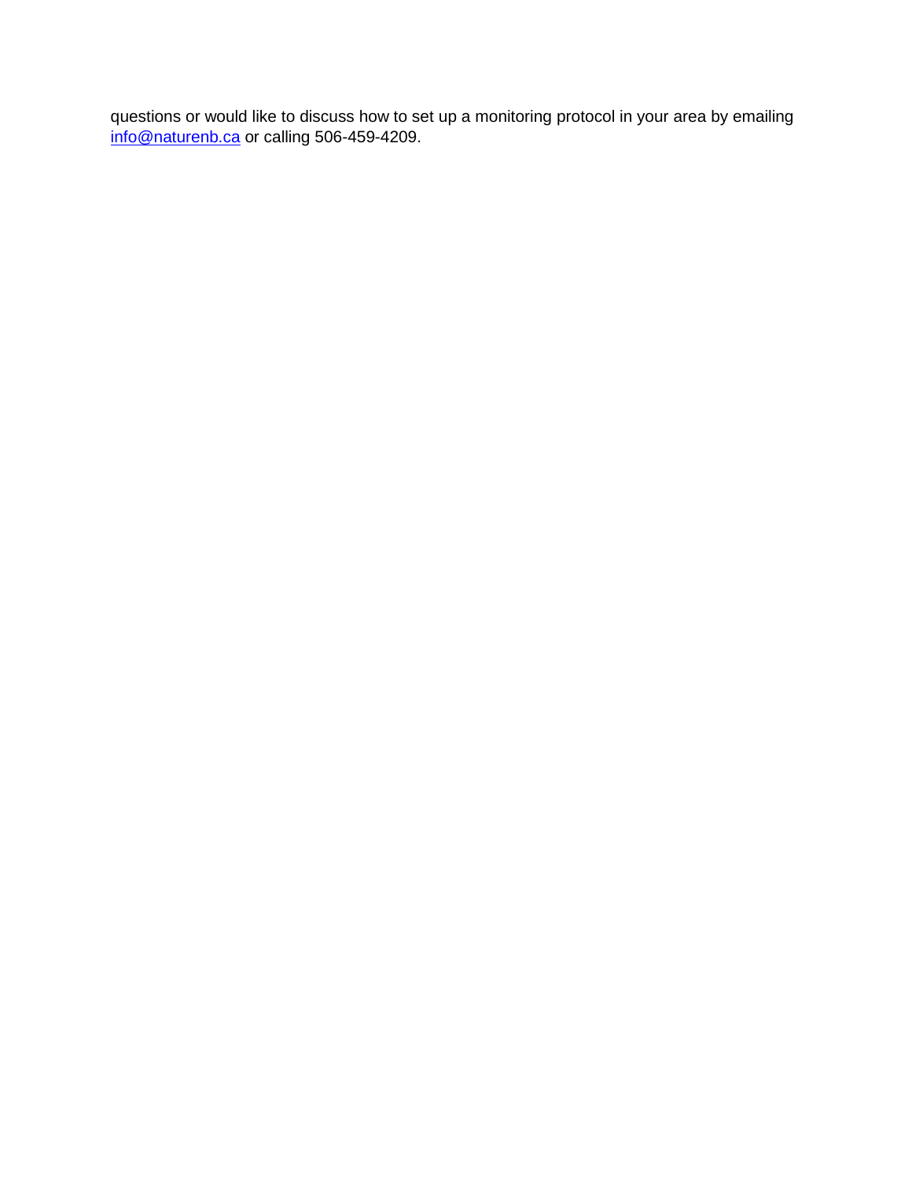questions or would like to discuss how to set up a monitoring protocol in your area by emailing [info@naturenb.ca](mailto:info@naturenb.ca) or calling 506-459-4209.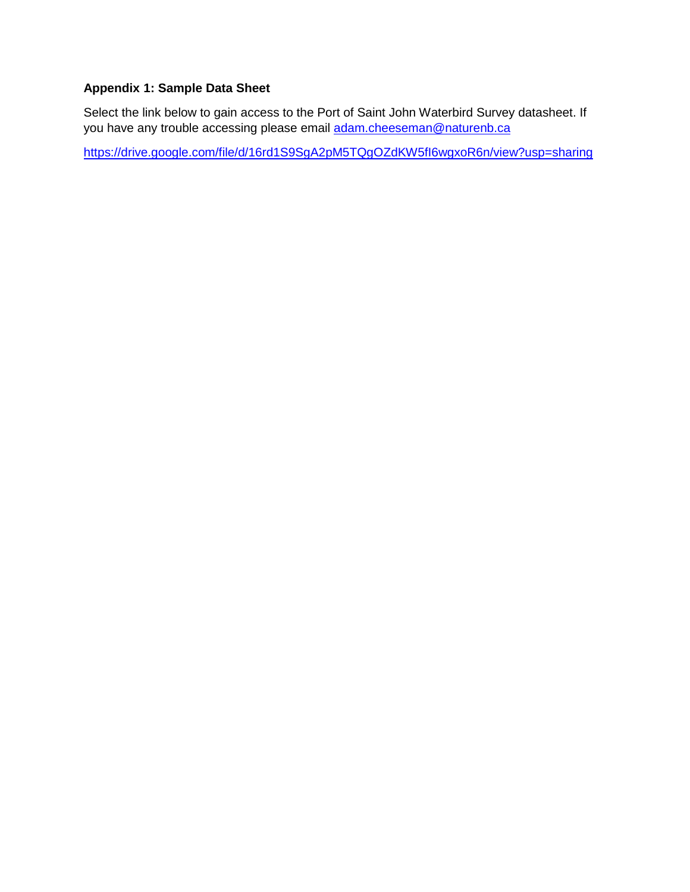**Appendix 1: Sample Data Sheet**

Select the link below to gain access to the Port of Saint John Waterbird Survey datasheet. If you have any trouble accessing please email adam.cheeseman@naturenb.ca

https://drive.google.com/file/d/16rd1S9SgA2pM5TQgOZdKW5fI6wgxoR6n/view?usp=sharing